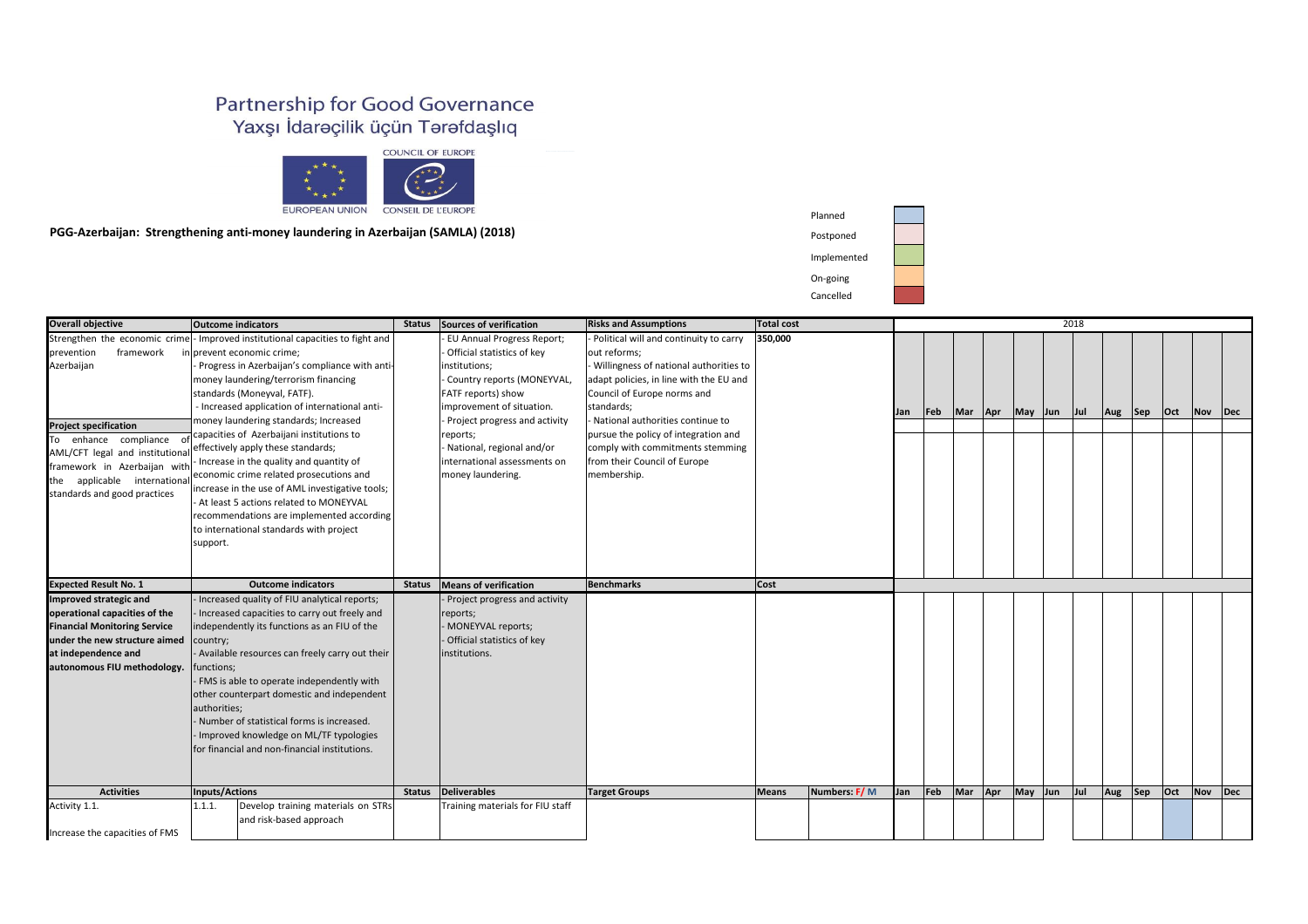# Partnership for Good Governance
# Yaxşı İdarəçilik üçün Tərəfdaşlıq

COUNCIL OF EUROPE

EUROPEAN UNION    CONSEIL DE L'EUROPE

**PGG-Azerbaijan: Strengthening anti-money laundering in Azerbaijan (SAMLA) (2018)**

| Legend |
|---|
| Planned |
| Postponed |
| Implemented |
| On-going |
| Cancelled |

| Overall objective | Outcome indicators | | Status | Sources of verification | Risks and Assumptions | Total cost | | 2018 | | | | | | | | | | | |
|---|---|---|---|---|---|---|---|---|---|---|---|---|---|---|---|---|---|---|---|
| Strengthen the economic crime prevention framework in Azerbaijan<br><br>**Project specification**<br>To enhance compliance of AML/CFT legal and institutional framework in Azerbaijan with the applicable international standards and good practices | - Improved institutional capacities to fight and prevent economic crime;<br>- Progress in Azerbaijan's compliance with anti-money laundering/terrorism financing standards (Moneyval, FATF).<br>- Increased application of international anti-money laundering standards; Increased capacities of Azerbaijani institutions to effectively apply these standards;<br>- Increase in the quality and quantity of economic crime related prosecutions and increase in the use of AML investigative tools;<br>- At least 5 actions related to MONEYVAL recommendations are implemented according to international standards with project support. | | | - EU Annual Progress Report;<br>- Official statistics of key institutions;<br>- Country reports (MONEYVAL, FATF reports) show improvement of situation.<br>- Project progress and activity reports;<br>- National, regional and/or international assessments on money laundering. | - Political will and continuity to carry out reforms;<br>- Willingness of national authorities to adapt policies, in line with the EU and Council of Europe norms and standards;<br>- National authorities continue to pursue the policy of integration and comply with commitments stemming from their Council of Europe membership. | 350,000 | | Jan | Feb | Mar | Apr | May | Jun | Jul | Aug | Sep | Oct | Nov | Dec |
| **Expected Result No. 1** | **Outcome indicators** | | **Status** | **Means of verification** | **Benchmarks** | **Cost** | | | | | | | | | | | | | |
| **Improved strategic and operational capacities of the Financial Monitoring Service under the new structure aimed at independence and autonomous FIU methodology.** | - Increased quality of FIU analytical reports;<br>- Increased capacities to carry out freely and independently its functions as an FIU of the country;<br>- Available resources can freely carry out their functions;<br>- FMS is able to operate independently with other counterpart domestic and independent authorities;<br>- Number of statistical forms is increased.<br>- Improved knowledge on ML/TF typologies for financial and non-financial institutions. | | | - Project progress and activity reports;<br>- MONEYVAL reports;<br>- Official statistics of key institutions. | | | | | | | | | | | | | | | |
| **Activities** | **Inputs/Actions** | | **Status** | **Deliverables** | **Target Groups** | **Means** | **Numbers: F/ M** | **Jan** | **Feb** | **Mar** | **Apr** | **May** | **Jun** | **Jul** | **Aug** | **Sep** | **Oct** | **Nov** | **Dec** |
| Activity 1.1.<br><br>Increase the capacities of FMS | 1.1.1. | Develop training materials on STRs and risk-based approach | | Training materials for FIU staff | | | | | | | | | | | | | Planned | | |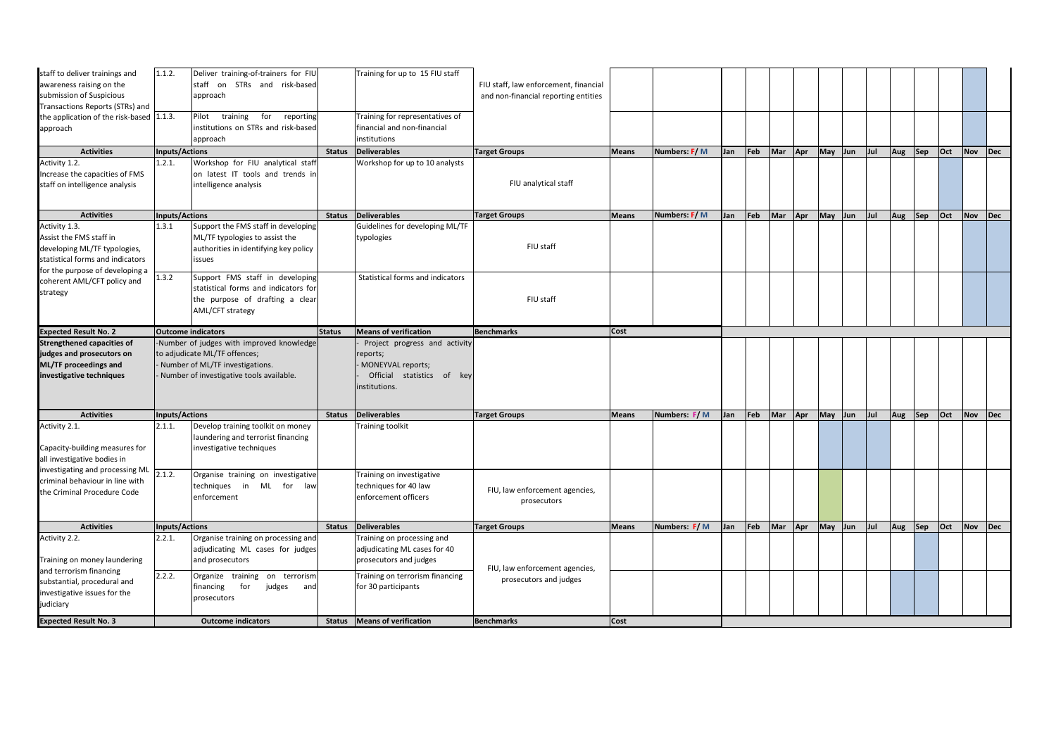| Activities | Inputs/Actions | | Status | Deliverables | Target Groups | Means | Numbers: F/ M | Jan | Feb | Mar | Apr | May | Jun | Jul | Aug | Sep | Oct | Nov | Dec |
|---|---|---|---|---|---|---|---|---|---|---|---|---|---|---|---|---|---|---|---|
| staff to deliver trainings and awareness raising on the submission of Suspicious Transactions Reports (STRs) and the application of the risk-based approach | 1.1.2. | Deliver training-of-trainers for FIU staff on STRs and risk-based approach | | Training for up to 15 FIU staff | FIU staff, law enforcement, financial and non-financial reporting entities | | | | | | | | | | | | | | |
| | 1.1.3. | Pilot training for reporting institutions on STRs and risk-based approach | | Training for representatives of financial and non-financial institutions | | | | | | | | | | | | | | | |
| **Activities** | **Inputs/Actions** | | **Status** | **Deliverables** | **Target Groups** | **Means** | **Numbers: F/ M** | **Jan** | **Feb** | **Mar** | **Apr** | **May** | **Jun** | **Jul** | **Aug** | **Sep** | **Oct** | **Nov** | **Dec** |
| Activity 1.2. Increase the capacities of FMS staff on intelligence analysis | 1.2.1. | Workshop for FIU analytical staff on latest IT tools and trends in intelligence analysis | | Workshop for up to 10 analysts | FIU analytical staff | | | | | | | | | | | | | | |
| **Activities** | **Inputs/Actions** | | **Status** | **Deliverables** | **Target Groups** | **Means** | **Numbers: F/ M** | **Jan** | **Feb** | **Mar** | **Apr** | **May** | **Jun** | **Jul** | **Aug** | **Sep** | **Oct** | **Nov** | **Dec** |
| Activity 1.3. Assist the FMS staff in developing ML/TF typologies, statistical forms and indicators for the purpose of developing a coherent AML/CFT policy and strategy | 1.3.1 | Support the FMS staff in developing ML/TF typologies to assist the authorities in identifying key policy issues | | Guidelines for developing ML/TF typologies | FIU staff | | | | | | | | | | | | | | |
| | 1.3.2 | Support FMS staff in developing statistical forms and indicators for the purpose of drafting a clear AML/CFT strategy | | Statistical forms and indicators | FIU staff | | | | | | | | | | | | | | |
| **Expected Result No. 2** | **Outcome indicators** | | **Status** | **Means of verification** | **Benchmarks** | **Cost** | | | | | | | | | | | | | |
| **Strengthened capacities of judges and prosecutors on ML/TF proceedings and investigative techniques** | -Number of judges with improved knowledge to adjudicate ML/TF offences;<br>- Number of ML/TF investigations.<br>- Number of investigative tools available. | | | - Project progress and activity reports;<br>- MONEYVAL reports;<br>- Official statistics of key institutions. | | | | | | | | | | | | | | | |
| **Activities** | **Inputs/Actions** | | **Status** | **Deliverables** | **Target Groups** | **Means** | **Numbers: F/ M** | **Jan** | **Feb** | **Mar** | **Apr** | **May** | **Jun** | **Jul** | **Aug** | **Sep** | **Oct** | **Nov** | **Dec** |
| Activity 2.1. Capacity-building measures for all investigative bodies in investigating and processing ML criminal behaviour in line with the Criminal Procedure Code | 2.1.1. | Develop training toolkit on money laundering and terrorist financing investigative techniques | | Training toolkit | | | | | | | | | | | | | | | |
| | 2.1.2. | Organise training on investigative techniques in ML for law enforcement | | Training on investigative techniques for 40 law enforcement officers | FIU, law enforcement agencies, prosecutors | | | | | | | | | | | | | | |
| **Activities** | **Inputs/Actions** | | **Status** | **Deliverables** | **Target Groups** | **Means** | **Numbers: F/ M** | **Jan** | **Feb** | **Mar** | **Apr** | **May** | **Jun** | **Jul** | **Aug** | **Sep** | **Oct** | **Nov** | **Dec** |
| Activity 2.2. Training on money laundering and terrorism financing substantial, procedural and investigative issues for the judiciary | 2.2.1. | Organise training on processing and adjudicating ML cases for judges and prosecutors | | Training on processing and adjudicating ML cases for 40 prosecutors and judges | FIU, law enforcement agencies, prosecutors and judges | | | | | | | | | | | | | | |
| | 2.2.2. | Organize training on terrorism financing for judges and prosecutors | | Training on terrorism financing for 30 participants | | | | | | | | | | | | | | | |
| **Expected Result No. 3** | **Outcome indicators** | | **Status** | **Means of verification** | **Benchmarks** | **Cost** | | | | | | | | | | | | | |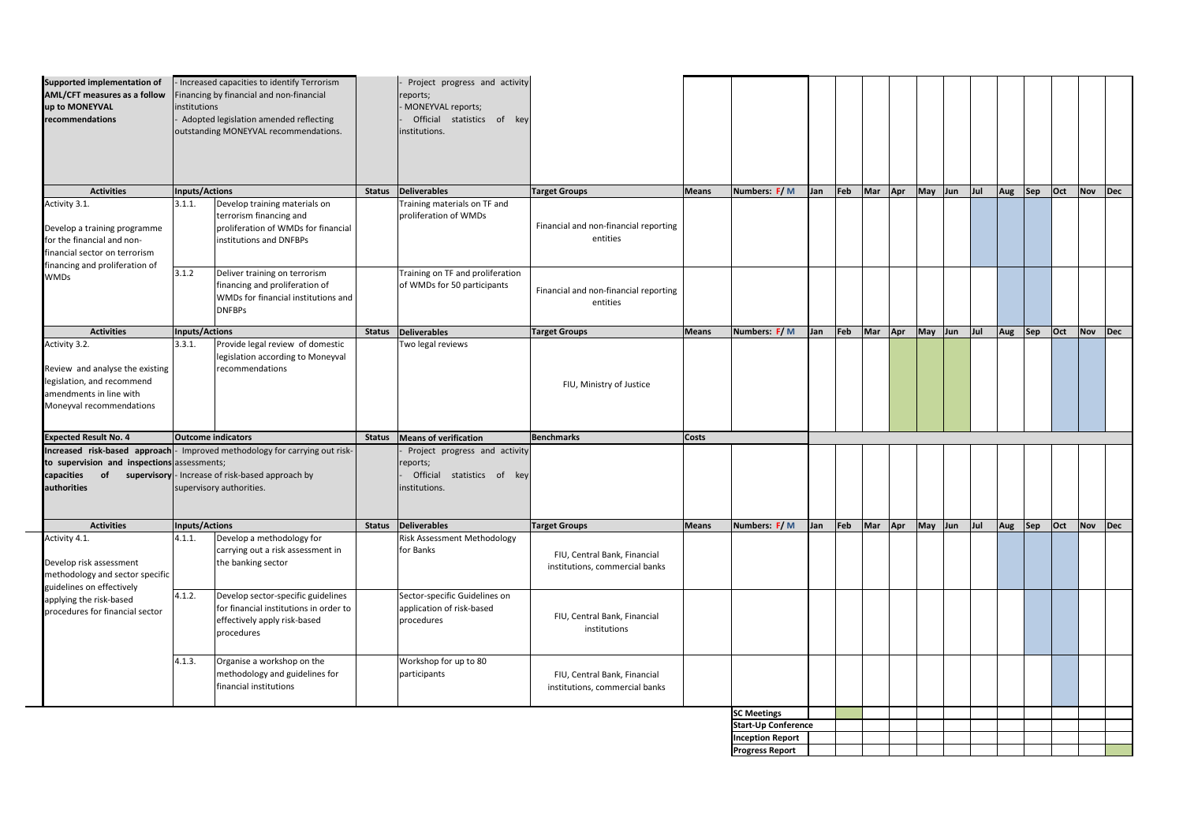| | | | | | | | | | | | | | | | | | | | |
|---|---|---|---|---|---|---|---|---|---|---|---|---|---|---|---|---|---|---|---|
| **Supported implementation of AML/CFT measures as a follow up to MONEYVAL recommendations** | - Increased capacities to identify Terrorism Financing by financial and non-financial institutions<br>- Adopted legislation amended reflecting outstanding MONEYVAL recommendations. | | | - Project progress and activity reports;<br>- MONEYVAL reports;<br>- Official statistics of key institutions. | | | | | | | | | | | | | | | |
| **Activities** | **Inputs/Actions** | | **Status** | **Deliverables** | **Target Groups** | **Means** | **Numbers: F/ M** | **Jan** | **Feb** | **Mar** | **Apr** | **May** | **Jun** | **Jul** | **Aug** | **Sep** | **Oct** | **Nov** | **Dec** |
| Activity 3.1.<br><br>Develop a training programme for the financial and non-financial sector on terrorism financing and proliferation of WMDs | 3.1.1. | Develop training materials on terrorism financing and proliferation of WMDs for financial institutions and DNFBPs | | Training materials on TF and proliferation of WMDs | Financial and non-financial reporting entities | | | | | | | | | | | | | | |
| | 3.1.2 | Deliver training on terrorism financing and proliferation of WMDs for financial institutions and DNFBPs | | Training on TF and proliferation of WMDs for 50 participants | Financial and non-financial reporting entities | | | | | | | | | | | | | | |
| **Activities** | **Inputs/Actions** | | **Status** | **Deliverables** | **Target Groups** | **Means** | **Numbers: F/ M** | **Jan** | **Feb** | **Mar** | **Apr** | **May** | **Jun** | **Jul** | **Aug** | **Sep** | **Oct** | **Nov** | **Dec** |
| Activity 3.2.<br><br>Review and analyse the existing legislation, and recommend amendments in line with Moneyval recommendations | 3.3.1. | Provide legal review of domestic legislation according to Moneyval recommendations | | Two legal reviews | FIU, Ministry of Justice | | | | | | | | | | | | | | |
| **Expected Result No. 4** | **Outcome indicators** | | **Status** | **Means of verification** | **Benchmarks** | **Costs** | | | | | | | | | | | | | |
| **Increased risk-based approach to supervision and inspections capacities of supervisory authorities** | - Improved methodology for carrying out risk-assessments;<br>- Increase of risk-based approach by supervisory authorities. | | | - Project progress and activity reports;<br>- Official statistics of key institutions. | | | | | | | | | | | | | | | |
| **Activities** | **Inputs/Actions** | | **Status** | **Deliverables** | **Target Groups** | **Means** | **Numbers: F/ M** | **Jan** | **Feb** | **Mar** | **Apr** | **May** | **Jun** | **Jul** | **Aug** | **Sep** | **Oct** | **Nov** | **Dec** |
| Activity 4.1.<br><br>Develop risk assessment methodology and sector specific guidelines on effectively applying the risk-based procedures for financial sector | 4.1.1. | Develop a methodology for carrying out a risk assessment in the banking sector | | Risk Assessment Methodology for Banks | FIU, Central Bank, Financial institutions, commercial banks | | | | | | | | | | | | | | |
| | 4.1.2. | Develop sector-specific guidelines for financial institutions in order to effectively apply risk-based procedures | | Sector-specific Guidelines on application of risk-based procedures | FIU, Central Bank, Financial institutions | | | | | | | | | | | | | | |
| | 4.1.3. | Organise a workshop on the methodology and guidelines for financial institutions | | Workshop for up to 80 participants | FIU, Central Bank, Financial institutions, commercial banks | | | | | | | | | | | | | | |
| | | | | | | | **SC Meetings** | | | | | | | | | | | | |
| | | | | | | | **Start-Up Conference** | | | | | | | | | | | | |
| | | | | | | | **Inception Report** | | | | | | | | | | | | |
| | | | | | | | **Progress Report** | | | | | | | | | | | | |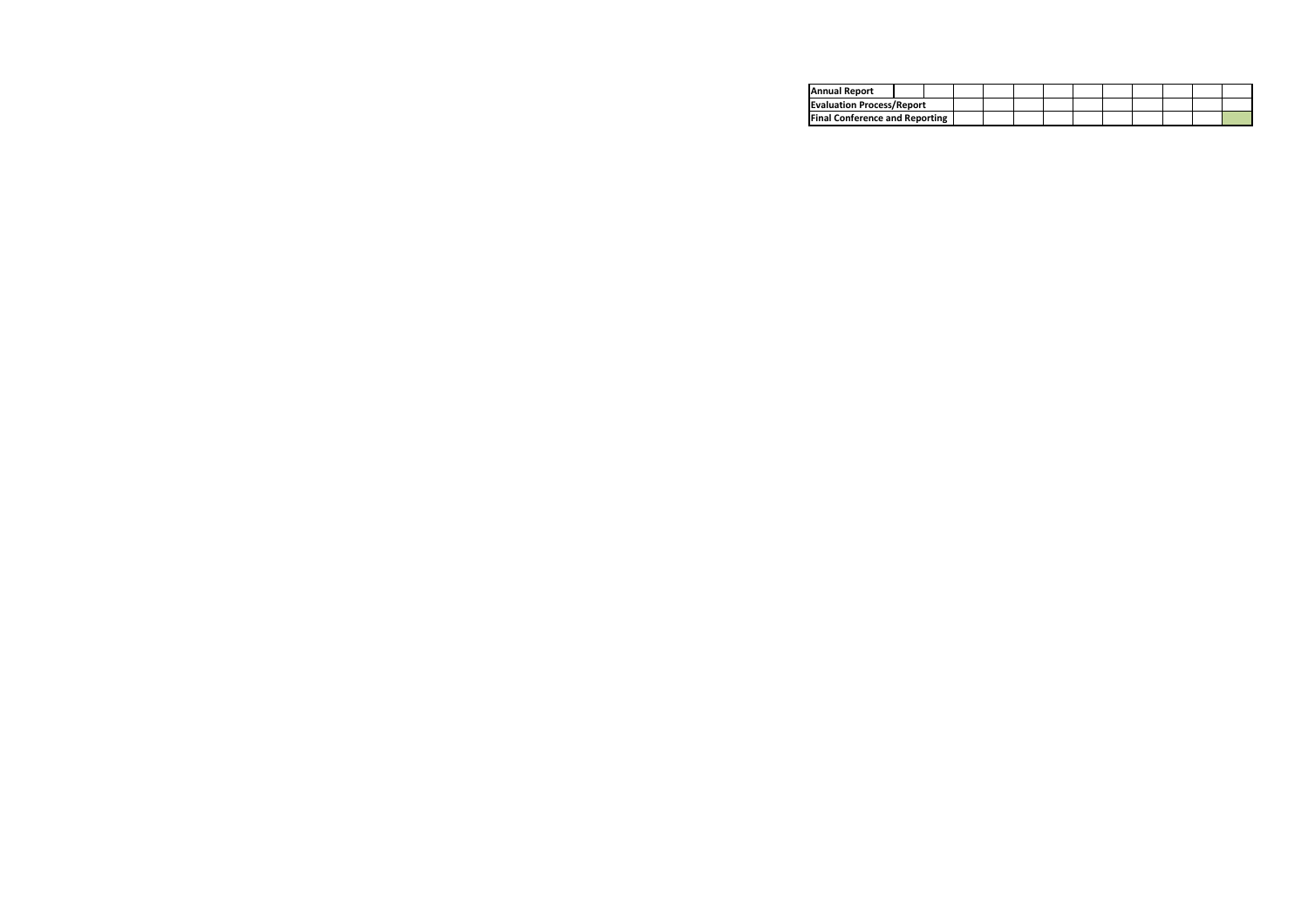| | | | | | | | | | | |
|---|---|---|---|---|---|---|---|---|---|---|
| **Annual Report** | | | | | | | | | | |
| **Evaluation Process/Report** | | | | | | | | | | |
| **Final Conference and Reporting** | | | | | | | | | | |